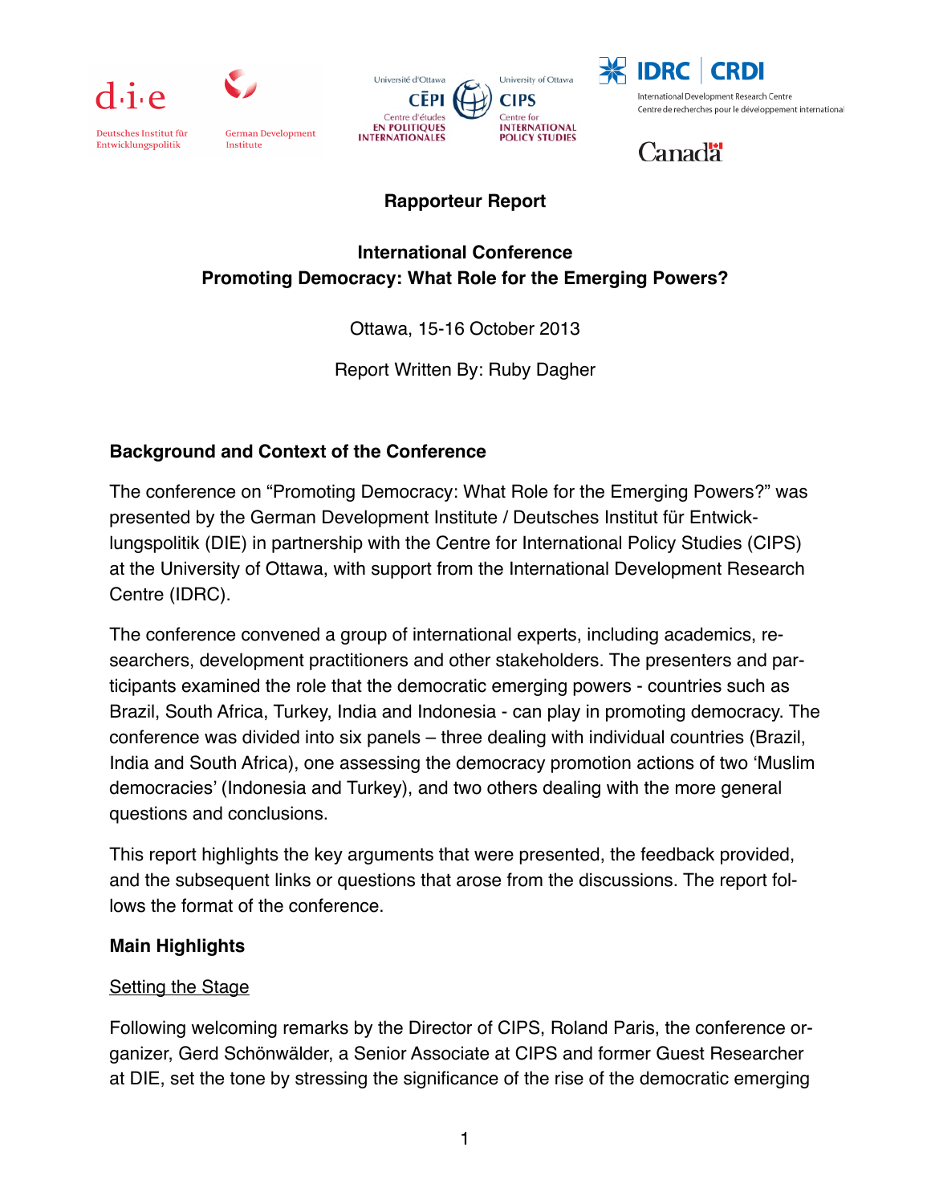d·i·e Deutsches Institut für Entwicklungspolitik | German Development Institute

Université d'Ottawa CÉPI Centre d'études en politiques internationales | University of Ottawa CIPS Centre for International Policy Studies

IDRC | CRDI International Development Research Centre / Centre de recherches pour le développement international

Canada

**Rapporteur Report**

**International Conference**
**Promoting Democracy: What Role for the Emerging Powers?**

Ottawa, 15-16 October 2013

Report Written By: Ruby Dagher

## Background and Context of the Conference

The conference on "Promoting Democracy: What Role for the Emerging Powers?" was presented by the German Development Institute / Deutsches Institut für Entwicklungspolitik (DIE) in partnership with the Centre for International Policy Studies (CIPS) at the University of Ottawa, with support from the International Development Research Centre (IDRC).

The conference convened a group of international experts, including academics, researchers, development practitioners and other stakeholders. The presenters and participants examined the role that the democratic emerging powers - countries such as Brazil, South Africa, Turkey, India and Indonesia - can play in promoting democracy. The conference was divided into six panels – three dealing with individual countries (Brazil, India and South Africa), one assessing the democracy promotion actions of two 'Muslim democracies' (Indonesia and Turkey), and two others dealing with the more general questions and conclusions.

This report highlights the key arguments that were presented, the feedback provided, and the subsequent links or questions that arose from the discussions. The report follows the format of the conference.

## Main Highlights

### Setting the Stage

Following welcoming remarks by the Director of CIPS, Roland Paris, the conference organizer, Gerd Schönwälder, a Senior Associate at CIPS and former Guest Researcher at DIE, set the tone by stressing the significance of the rise of the democratic emerging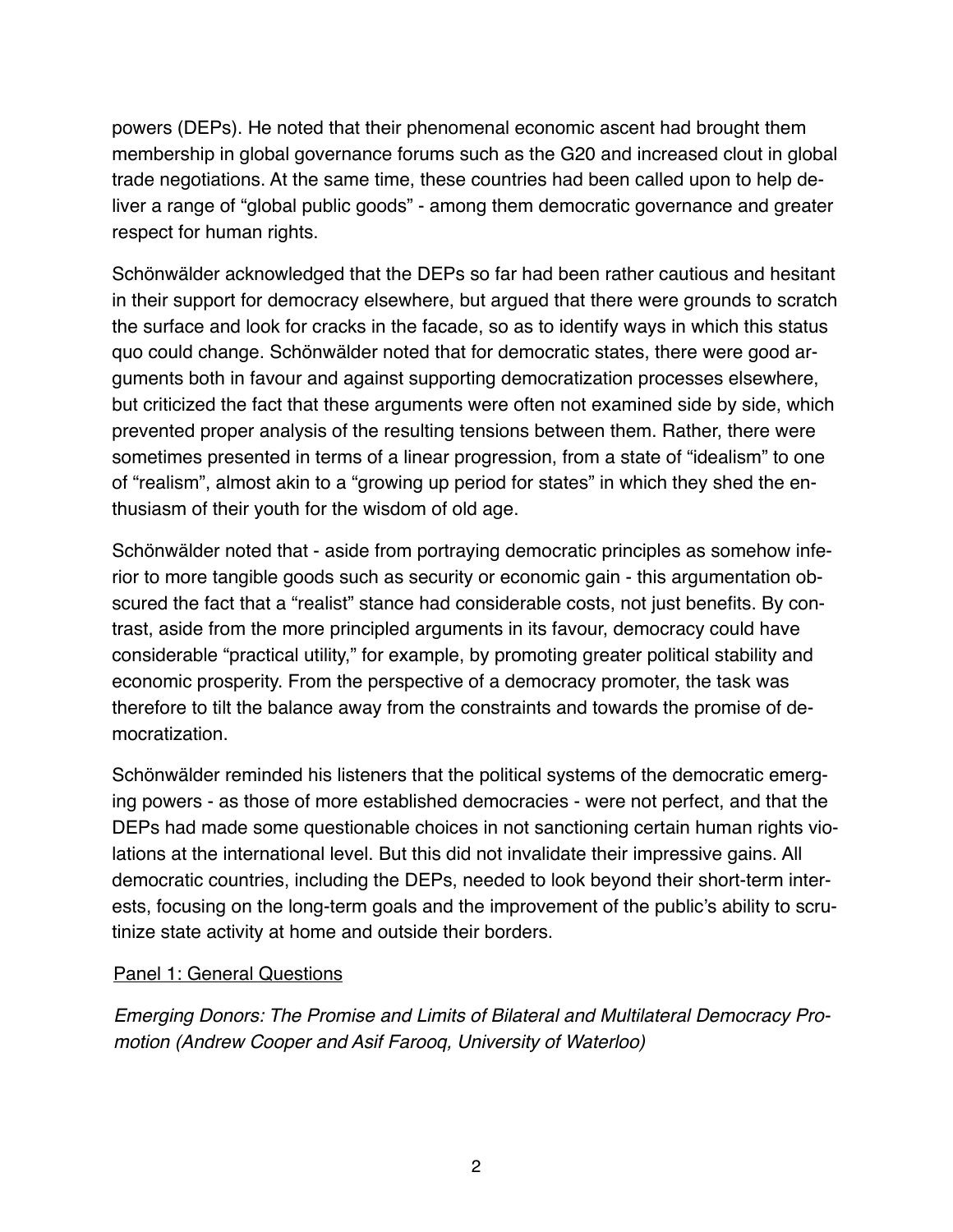powers (DEPs). He noted that their phenomenal economic ascent had brought them membership in global governance forums such as the G20 and increased clout in global trade negotiations. At the same time, these countries had been called upon to help deliver a range of "global public goods" - among them democratic governance and greater respect for human rights.

Schönwälder acknowledged that the DEPs so far had been rather cautious and hesitant in their support for democracy elsewhere, but argued that there were grounds to scratch the surface and look for cracks in the facade, so as to identify ways in which this status quo could change. Schönwälder noted that for democratic states, there were good arguments both in favour and against supporting democratization processes elsewhere, but criticized the fact that these arguments were often not examined side by side, which prevented proper analysis of the resulting tensions between them. Rather, there were sometimes presented in terms of a linear progression, from a state of "idealism" to one of "realism", almost akin to a "growing up period for states" in which they shed the enthusiasm of their youth for the wisdom of old age.

Schönwälder noted that - aside from portraying democratic principles as somehow inferior to more tangible goods such as security or economic gain - this argumentation obscured the fact that a "realist" stance had considerable costs, not just benefits. By contrast, aside from the more principled arguments in its favour, democracy could have considerable "practical utility," for example, by promoting greater political stability and economic prosperity. From the perspective of a democracy promoter, the task was therefore to tilt the balance away from the constraints and towards the promise of democratization.

Schönwälder reminded his listeners that the political systems of the democratic emerging powers - as those of more established democracies - were not perfect, and that the DEPs had made some questionable choices in not sanctioning certain human rights violations at the international level. But this did not invalidate their impressive gains. All democratic countries, including the DEPs, needed to look beyond their short-term interests, focusing on the long-term goals and the improvement of the public's ability to scrutinize state activity at home and outside their borders.

## Panel 1: General Questions

*Emerging Donors: The Promise and Limits of Bilateral and Multilateral Democracy Promotion (Andrew Cooper and Asif Farooq, University of Waterloo)*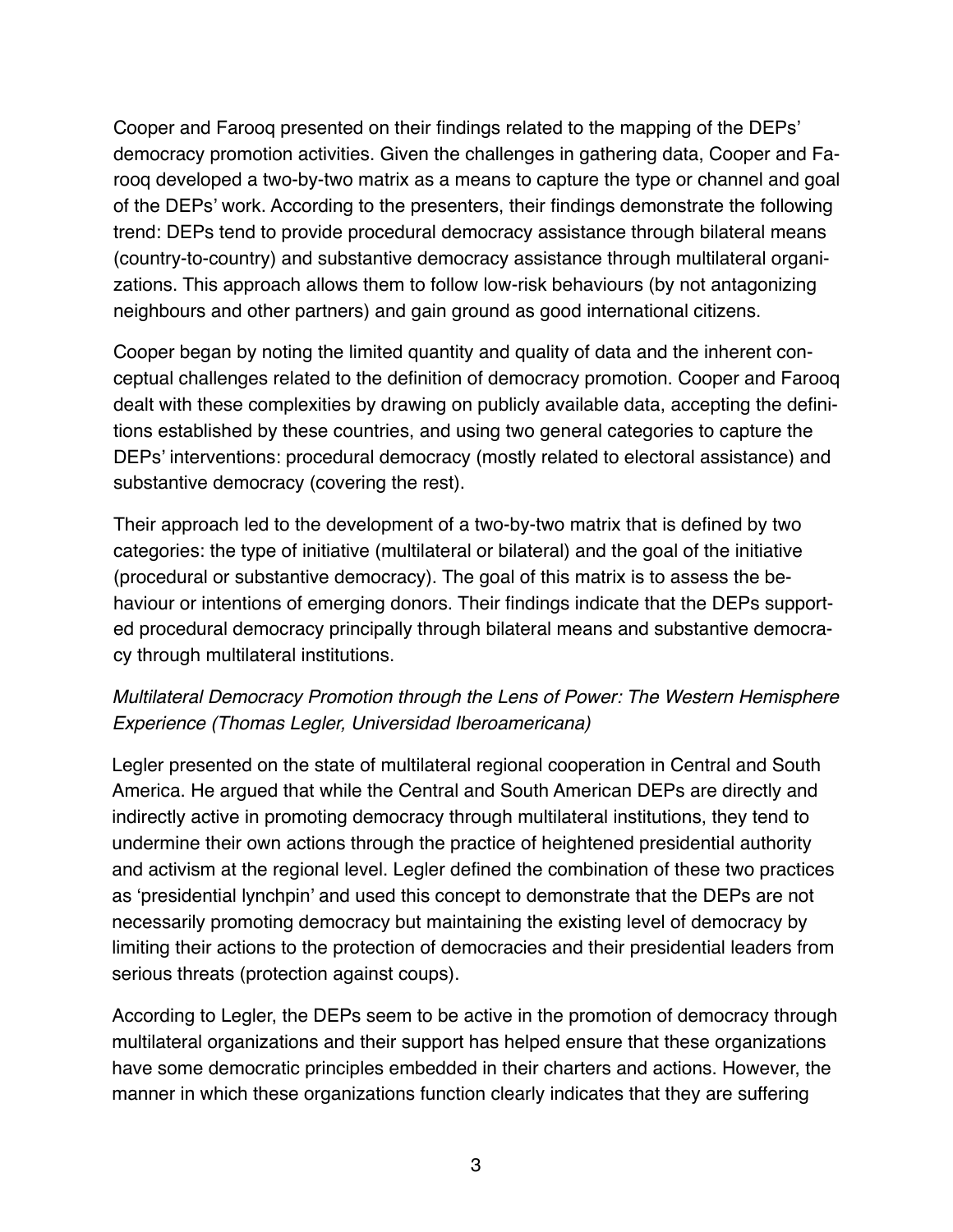Cooper and Farooq presented on their findings related to the mapping of the DEPs' democracy promotion activities. Given the challenges in gathering data, Cooper and Farooq developed a two-by-two matrix as a means to capture the type or channel and goal of the DEPs' work. According to the presenters, their findings demonstrate the following trend: DEPs tend to provide procedural democracy assistance through bilateral means (country-to-country) and substantive democracy assistance through multilateral organizations. This approach allows them to follow low-risk behaviours (by not antagonizing neighbours and other partners) and gain ground as good international citizens.

Cooper began by noting the limited quantity and quality of data and the inherent conceptual challenges related to the definition of democracy promotion. Cooper and Farooq dealt with these complexities by drawing on publicly available data, accepting the definitions established by these countries, and using two general categories to capture the DEPs' interventions: procedural democracy (mostly related to electoral assistance) and substantive democracy (covering the rest).

Their approach led to the development of a two-by-two matrix that is defined by two categories: the type of initiative (multilateral or bilateral) and the goal of the initiative (procedural or substantive democracy). The goal of this matrix is to assess the behaviour or intentions of emerging donors. Their findings indicate that the DEPs supported procedural democracy principally through bilateral means and substantive democracy through multilateral institutions.

*Multilateral Democracy Promotion through the Lens of Power: The Western Hemisphere Experience (Thomas Legler, Universidad Iberoamericana)*

Legler presented on the state of multilateral regional cooperation in Central and South America. He argued that while the Central and South American DEPs are directly and indirectly active in promoting democracy through multilateral institutions, they tend to undermine their own actions through the practice of heightened presidential authority and activism at the regional level. Legler defined the combination of these two practices as 'presidential lynchpin' and used this concept to demonstrate that the DEPs are not necessarily promoting democracy but maintaining the existing level of democracy by limiting their actions to the protection of democracies and their presidential leaders from serious threats (protection against coups).

According to Legler, the DEPs seem to be active in the promotion of democracy through multilateral organizations and their support has helped ensure that these organizations have some democratic principles embedded in their charters and actions. However, the manner in which these organizations function clearly indicates that they are suffering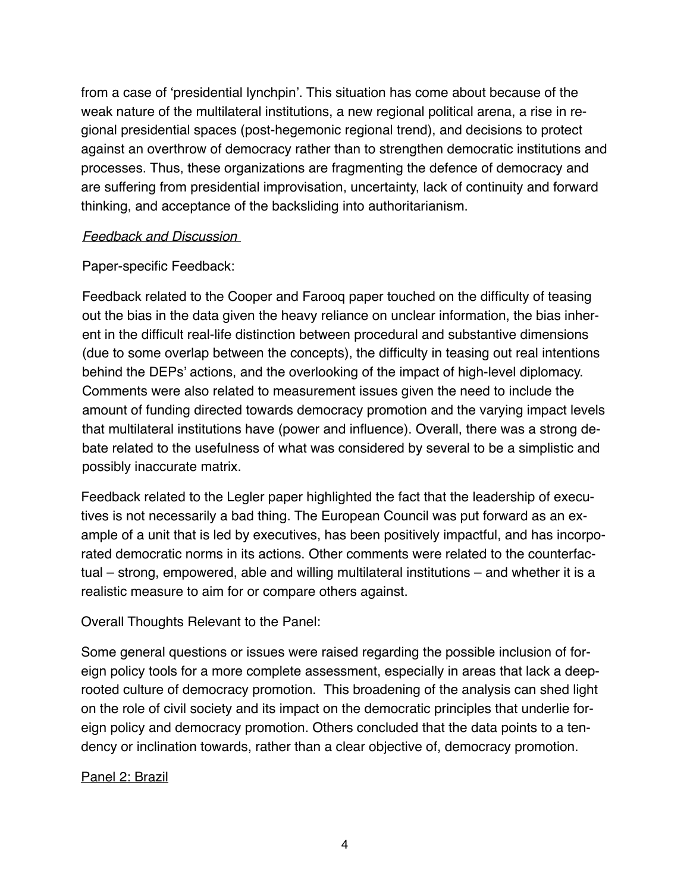from a case of 'presidential lynchpin'. This situation has come about because of the weak nature of the multilateral institutions, a new regional political arena, a rise in regional presidential spaces (post-hegemonic regional trend), and decisions to protect against an overthrow of democracy rather than to strengthen democratic institutions and processes. Thus, these organizations are fragmenting the defence of democracy and are suffering from presidential improvisation, uncertainty, lack of continuity and forward thinking, and acceptance of the backsliding into authoritarianism.

*Feedback and Discussion*

Paper-specific Feedback:

Feedback related to the Cooper and Farooq paper touched on the difficulty of teasing out the bias in the data given the heavy reliance on unclear information, the bias inherent in the difficult real-life distinction between procedural and substantive dimensions (due to some overlap between the concepts), the difficulty in teasing out real intentions behind the DEPs' actions, and the overlooking of the impact of high-level diplomacy. Comments were also related to measurement issues given the need to include the amount of funding directed towards democracy promotion and the varying impact levels that multilateral institutions have (power and influence). Overall, there was a strong debate related to the usefulness of what was considered by several to be a simplistic and possibly inaccurate matrix.

Feedback related to the Legler paper highlighted the fact that the leadership of executives is not necessarily a bad thing. The European Council was put forward as an example of a unit that is led by executives, has been positively impactful, and has incorporated democratic norms in its actions. Other comments were related to the counterfactual – strong, empowered, able and willing multilateral institutions – and whether it is a realistic measure to aim for or compare others against.

Overall Thoughts Relevant to the Panel:

Some general questions or issues were raised regarding the possible inclusion of foreign policy tools for a more complete assessment, especially in areas that lack a deep-rooted culture of democracy promotion. This broadening of the analysis can shed light on the role of civil society and its impact on the democratic principles that underlie foreign policy and democracy promotion. Others concluded that the data points to a tendency or inclination towards, rather than a clear objective of, democracy promotion.

## Panel 2: Brazil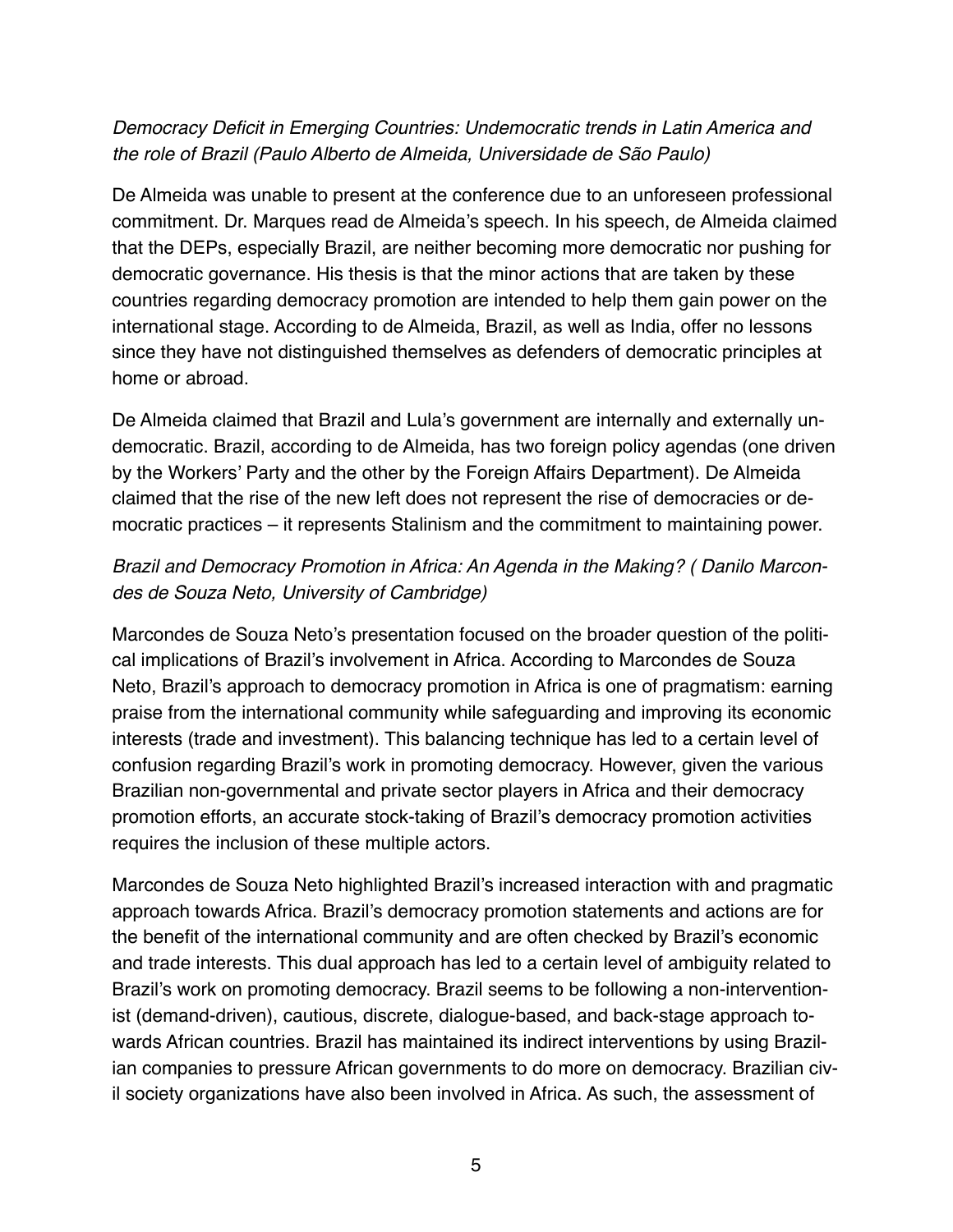*Democracy Deficit in Emerging Countries: Undemocratic trends in Latin America and the role of Brazil (Paulo Alberto de Almeida, Universidade de São Paulo)*

De Almeida was unable to present at the conference due to an unforeseen professional commitment. Dr. Marques read de Almeida's speech. In his speech, de Almeida claimed that the DEPs, especially Brazil, are neither becoming more democratic nor pushing for democratic governance. His thesis is that the minor actions that are taken by these countries regarding democracy promotion are intended to help them gain power on the international stage. According to de Almeida, Brazil, as well as India, offer no lessons since they have not distinguished themselves as defenders of democratic principles at home or abroad.

De Almeida claimed that Brazil and Lula's government are internally and externally undemocratic. Brazil, according to de Almeida, has two foreign policy agendas (one driven by the Workers' Party and the other by the Foreign Affairs Department). De Almeida claimed that the rise of the new left does not represent the rise of democracies or democratic practices – it represents Stalinism and the commitment to maintaining power.

*Brazil and Democracy Promotion in Africa: An Agenda in the Making? ( Danilo Marcondes de Souza Neto, University of Cambridge)*

Marcondes de Souza Neto's presentation focused on the broader question of the political implications of Brazil's involvement in Africa. According to Marcondes de Souza Neto, Brazil's approach to democracy promotion in Africa is one of pragmatism: earning praise from the international community while safeguarding and improving its economic interests (trade and investment). This balancing technique has led to a certain level of confusion regarding Brazil's work in promoting democracy. However, given the various Brazilian non-governmental and private sector players in Africa and their democracy promotion efforts, an accurate stock-taking of Brazil's democracy promotion activities requires the inclusion of these multiple actors.

Marcondes de Souza Neto highlighted Brazil's increased interaction with and pragmatic approach towards Africa. Brazil's democracy promotion statements and actions are for the benefit of the international community and are often checked by Brazil's economic and trade interests. This dual approach has led to a certain level of ambiguity related to Brazil's work on promoting democracy. Brazil seems to be following a non-interventionist (demand-driven), cautious, discrete, dialogue-based, and back-stage approach towards African countries. Brazil has maintained its indirect interventions by using Brazilian companies to pressure African governments to do more on democracy. Brazilian civil society organizations have also been involved in Africa. As such, the assessment of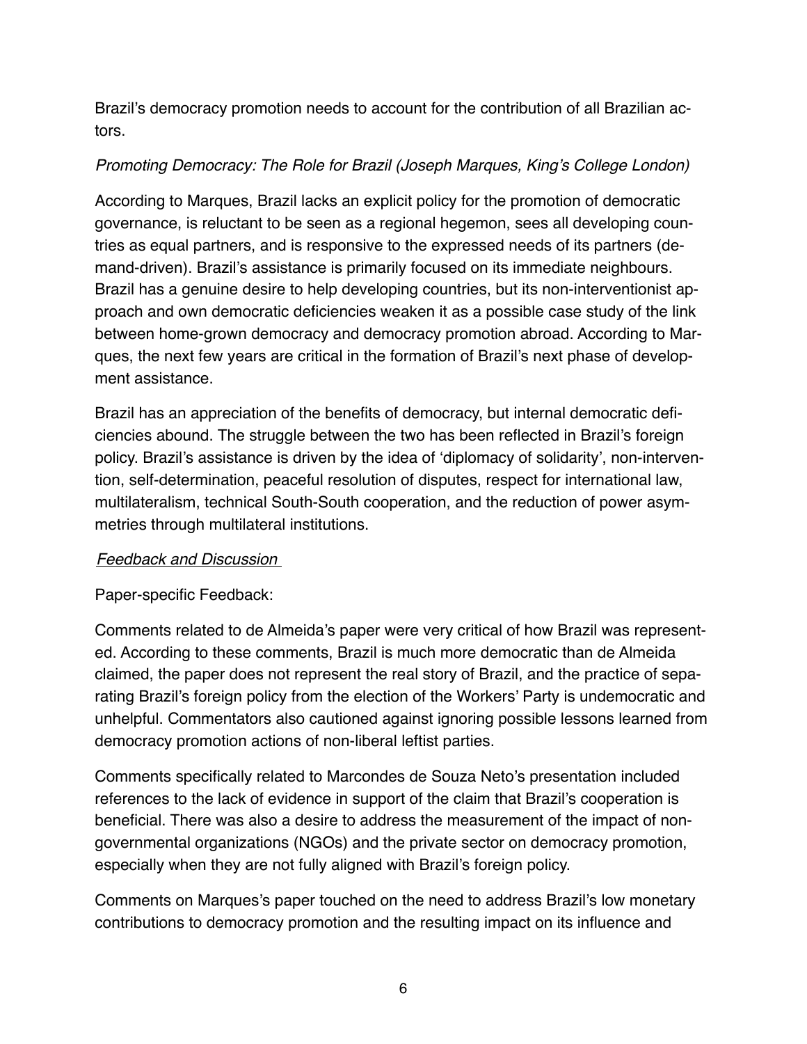Brazil's democracy promotion needs to account for the contribution of all Brazilian actors.

*Promoting Democracy: The Role for Brazil (Joseph Marques, King's College London)*

According to Marques, Brazil lacks an explicit policy for the promotion of democratic governance, is reluctant to be seen as a regional hegemon, sees all developing countries as equal partners, and is responsive to the expressed needs of its partners (demand-driven). Brazil's assistance is primarily focused on its immediate neighbours. Brazil has a genuine desire to help developing countries, but its non-interventionist approach and own democratic deficiencies weaken it as a possible case study of the link between home-grown democracy and democracy promotion abroad. According to Marques, the next few years are critical in the formation of Brazil's next phase of development assistance.

Brazil has an appreciation of the benefits of democracy, but internal democratic deficiencies abound. The struggle between the two has been reflected in Brazil's foreign policy. Brazil's assistance is driven by the idea of 'diplomacy of solidarity', non-intervention, self-determination, peaceful resolution of disputes, respect for international law, multilateralism, technical South-South cooperation, and the reduction of power asymmetries through multilateral institutions.

*Feedback and Discussion*

Paper-specific Feedback:

Comments related to de Almeida's paper were very critical of how Brazil was represented. According to these comments, Brazil is much more democratic than de Almeida claimed, the paper does not represent the real story of Brazil, and the practice of separating Brazil's foreign policy from the election of the Workers' Party is undemocratic and unhelpful. Commentators also cautioned against ignoring possible lessons learned from democracy promotion actions of non-liberal leftist parties.

Comments specifically related to Marcondes de Souza Neto's presentation included references to the lack of evidence in support of the claim that Brazil's cooperation is beneficial. There was also a desire to address the measurement of the impact of non-governmental organizations (NGOs) and the private sector on democracy promotion, especially when they are not fully aligned with Brazil's foreign policy.

Comments on Marques's paper touched on the need to address Brazil's low monetary contributions to democracy promotion and the resulting impact on its influence and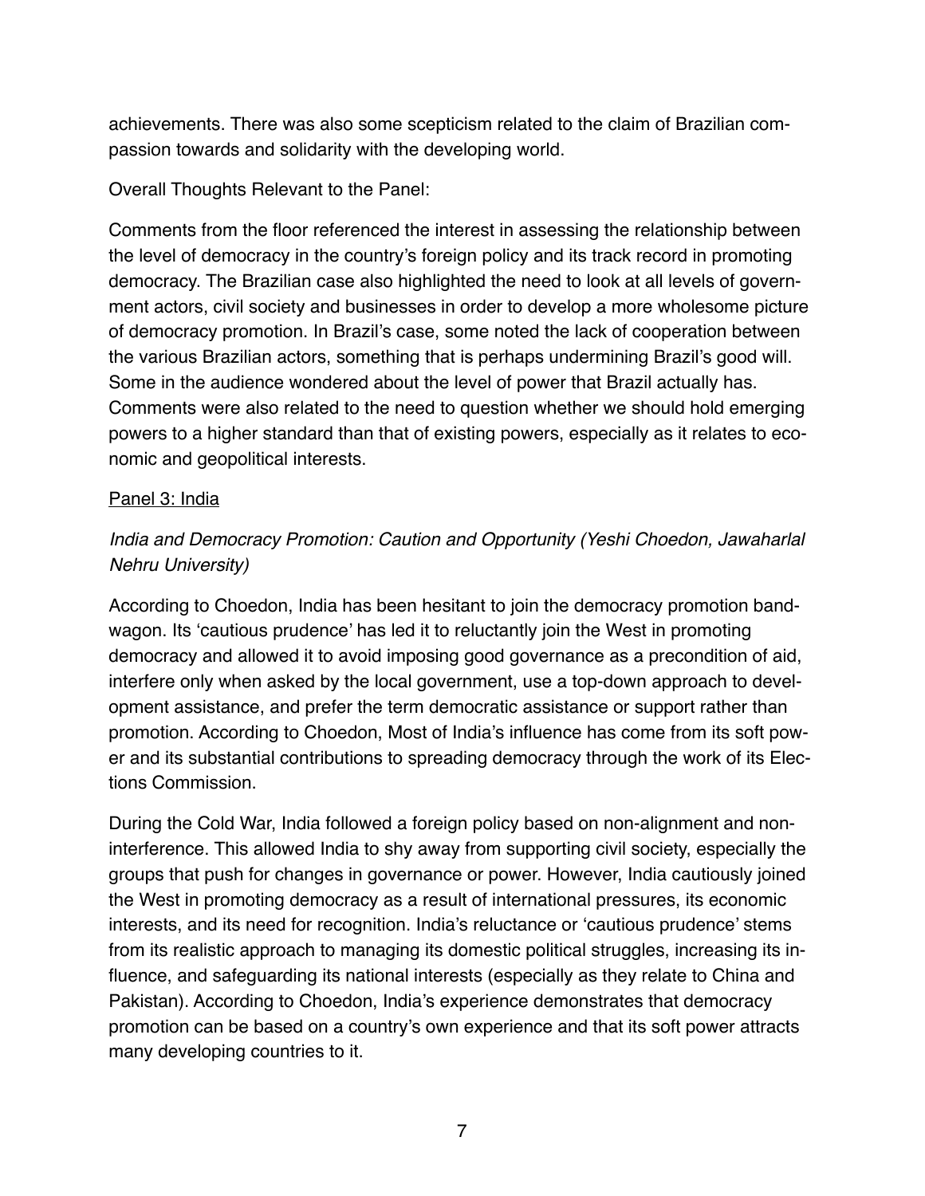achievements. There was also some scepticism related to the claim of Brazilian compassion towards and solidarity with the developing world.

Overall Thoughts Relevant to the Panel:

Comments from the floor referenced the interest in assessing the relationship between the level of democracy in the country's foreign policy and its track record in promoting democracy. The Brazilian case also highlighted the need to look at all levels of government actors, civil society and businesses in order to develop a more wholesome picture of democracy promotion. In Brazil's case, some noted the lack of cooperation between the various Brazilian actors, something that is perhaps undermining Brazil's good will. Some in the audience wondered about the level of power that Brazil actually has. Comments were also related to the need to question whether we should hold emerging powers to a higher standard than that of existing powers, especially as it relates to economic and geopolitical interests.

<u>Panel 3: India</u>

*India and Democracy Promotion: Caution and Opportunity (Yeshi Choedon, Jawaharlal Nehru University)*

According to Choedon, India has been hesitant to join the democracy promotion bandwagon. Its 'cautious prudence' has led it to reluctantly join the West in promoting democracy and allowed it to avoid imposing good governance as a precondition of aid, interfere only when asked by the local government, use a top-down approach to development assistance, and prefer the term democratic assistance or support rather than promotion. According to Choedon, Most of India's influence has come from its soft power and its substantial contributions to spreading democracy through the work of its Elections Commission.

During the Cold War, India followed a foreign policy based on non-alignment and non-interference. This allowed India to shy away from supporting civil society, especially the groups that push for changes in governance or power. However, India cautiously joined the West in promoting democracy as a result of international pressures, its economic interests, and its need for recognition. India's reluctance or 'cautious prudence' stems from its realistic approach to managing its domestic political struggles, increasing its influence, and safeguarding its national interests (especially as they relate to China and Pakistan). According to Choedon, India's experience demonstrates that democracy promotion can be based on a country's own experience and that its soft power attracts many developing countries to it.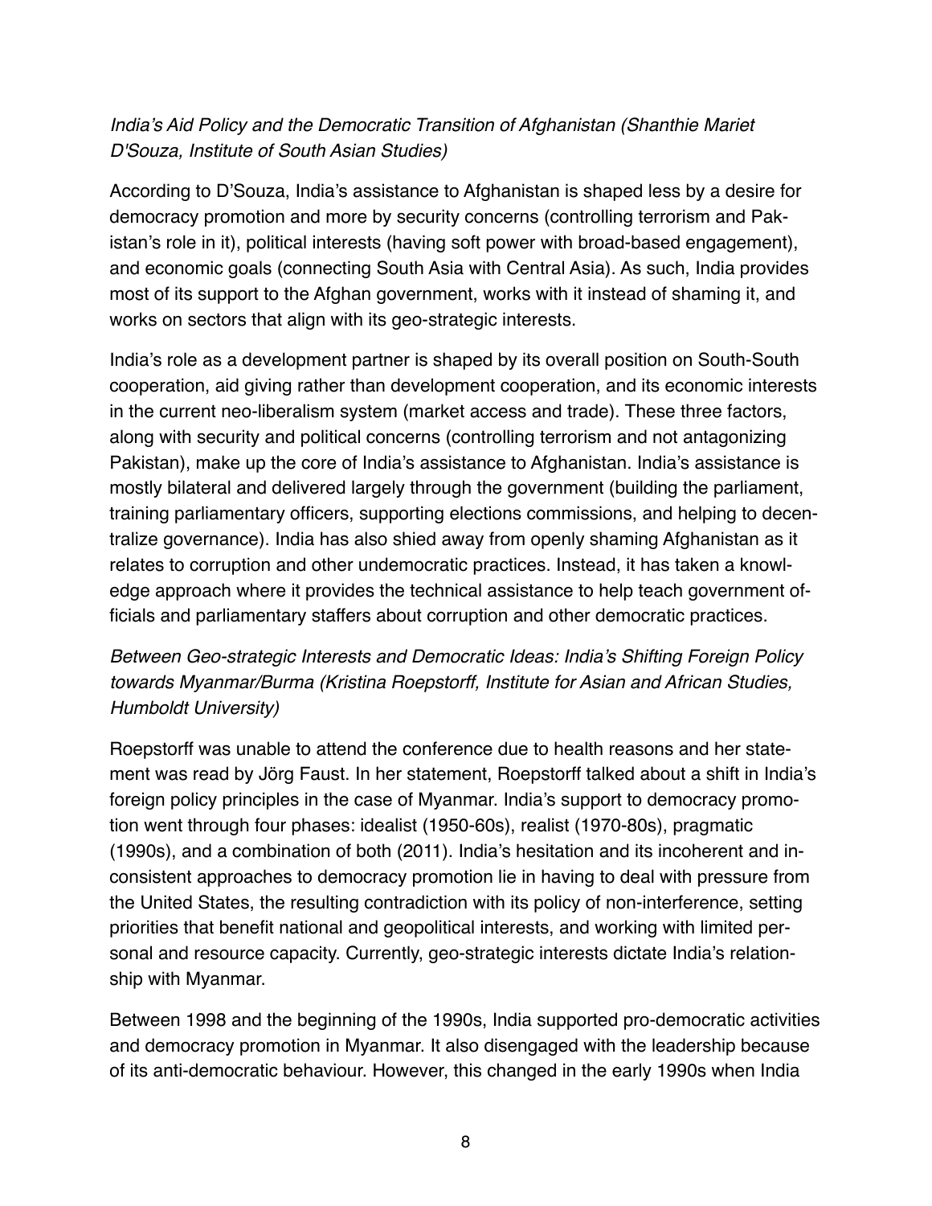*India's Aid Policy and the Democratic Transition of Afghanistan (Shanthie Mariet D'Souza, Institute of South Asian Studies)*

According to D'Souza, India's assistance to Afghanistan is shaped less by a desire for democracy promotion and more by security concerns (controlling terrorism and Pakistan's role in it), political interests (having soft power with broad-based engagement), and economic goals (connecting South Asia with Central Asia). As such, India provides most of its support to the Afghan government, works with it instead of shaming it, and works on sectors that align with its geo-strategic interests.

India's role as a development partner is shaped by its overall position on South-South cooperation, aid giving rather than development cooperation, and its economic interests in the current neo-liberalism system (market access and trade). These three factors, along with security and political concerns (controlling terrorism and not antagonizing Pakistan), make up the core of India's assistance to Afghanistan. India's assistance is mostly bilateral and delivered largely through the government (building the parliament, training parliamentary officers, supporting elections commissions, and helping to decentralize governance). India has also shied away from openly shaming Afghanistan as it relates to corruption and other undemocratic practices. Instead, it has taken a knowledge approach where it provides the technical assistance to help teach government officials and parliamentary staffers about corruption and other democratic practices.

*Between Geo-strategic Interests and Democratic Ideas: India's Shifting Foreign Policy towards Myanmar/Burma (Kristina Roepstorff, Institute for Asian and African Studies, Humboldt University)*

Roepstorff was unable to attend the conference due to health reasons and her statement was read by Jörg Faust. In her statement, Roepstorff talked about a shift in India's foreign policy principles in the case of Myanmar. India's support to democracy promotion went through four phases: idealist (1950-60s), realist (1970-80s), pragmatic (1990s), and a combination of both (2011). India's hesitation and its incoherent and inconsistent approaches to democracy promotion lie in having to deal with pressure from the United States, the resulting contradiction with its policy of non-interference, setting priorities that benefit national and geopolitical interests, and working with limited personal and resource capacity. Currently, geo-strategic interests dictate India's relationship with Myanmar.

Between 1998 and the beginning of the 1990s, India supported pro-democratic activities and democracy promotion in Myanmar. It also disengaged with the leadership because of its anti-democratic behaviour. However, this changed in the early 1990s when India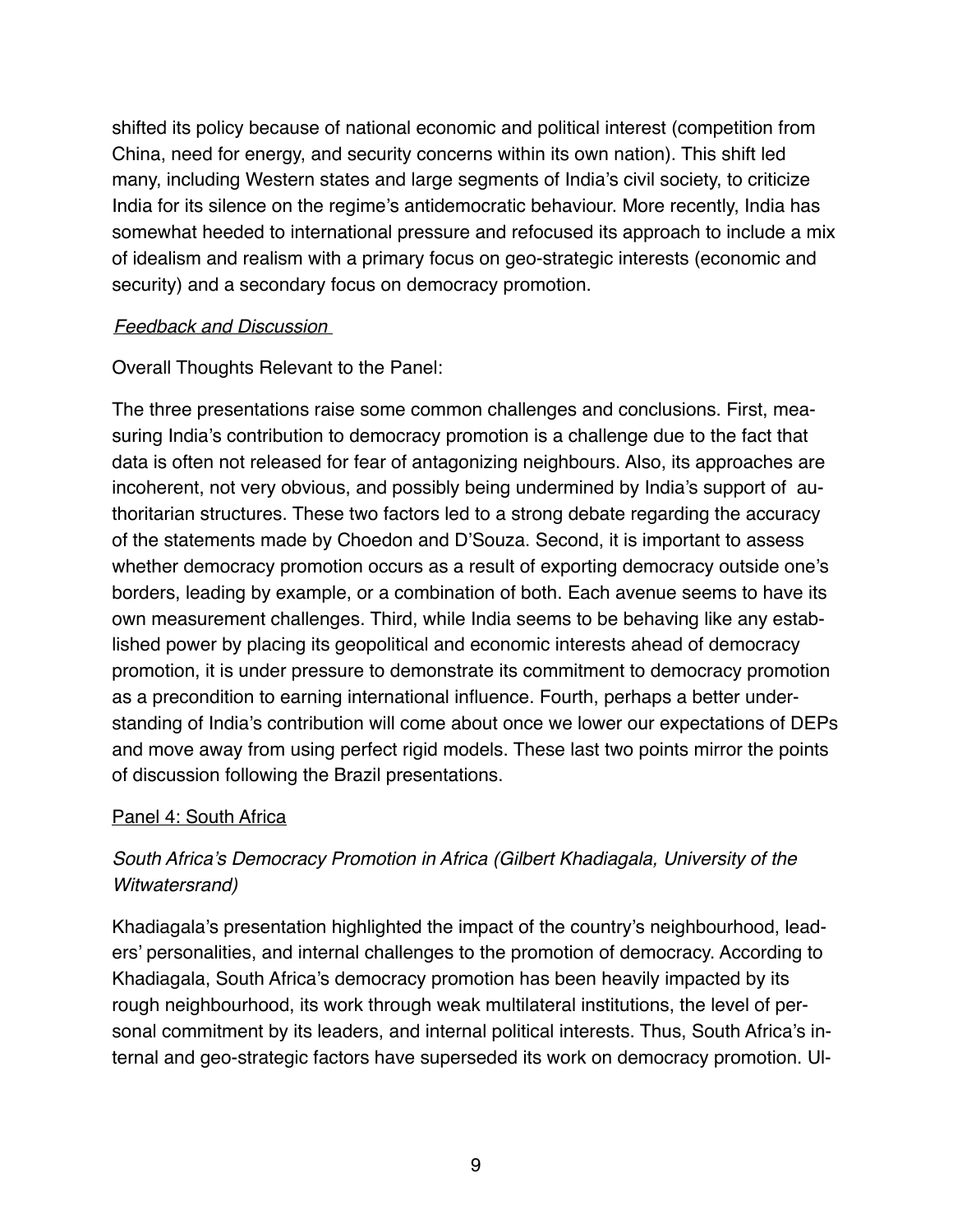shifted its policy because of national economic and political interest (competition from China, need for energy, and security concerns within its own nation). This shift led many, including Western states and large segments of India's civil society, to criticize India for its silence on the regime's antidemocratic behaviour. More recently, India has somewhat heeded to international pressure and refocused its approach to include a mix of idealism and realism with a primary focus on geo-strategic interests (economic and security) and a secondary focus on democracy promotion.

*Feedback and Discussion*

Overall Thoughts Relevant to the Panel:

The three presentations raise some common challenges and conclusions. First, measuring India's contribution to democracy promotion is a challenge due to the fact that data is often not released for fear of antagonizing neighbours. Also, its approaches are incoherent, not very obvious, and possibly being undermined by India's support of authoritarian structures. These two factors led to a strong debate regarding the accuracy of the statements made by Choedon and D'Souza. Second, it is important to assess whether democracy promotion occurs as a result of exporting democracy outside one's borders, leading by example, or a combination of both. Each avenue seems to have its own measurement challenges. Third, while India seems to be behaving like any established power by placing its geopolitical and economic interests ahead of democracy promotion, it is under pressure to demonstrate its commitment to democracy promotion as a precondition to earning international influence. Fourth, perhaps a better understanding of India's contribution will come about once we lower our expectations of DEPs and move away from using perfect rigid models. These last two points mirror the points of discussion following the Brazil presentations.

## Panel 4: South Africa

*South Africa's Democracy Promotion in Africa (Gilbert Khadiagala, University of the Witwatersrand)*

Khadiagala's presentation highlighted the impact of the country's neighbourhood, leaders' personalities, and internal challenges to the promotion of democracy. According to Khadiagala, South Africa's democracy promotion has been heavily impacted by its rough neighbourhood, its work through weak multilateral institutions, the level of personal commitment by its leaders, and internal political interests. Thus, South Africa's internal and geo-strategic factors have superseded its work on democracy promotion. Ul-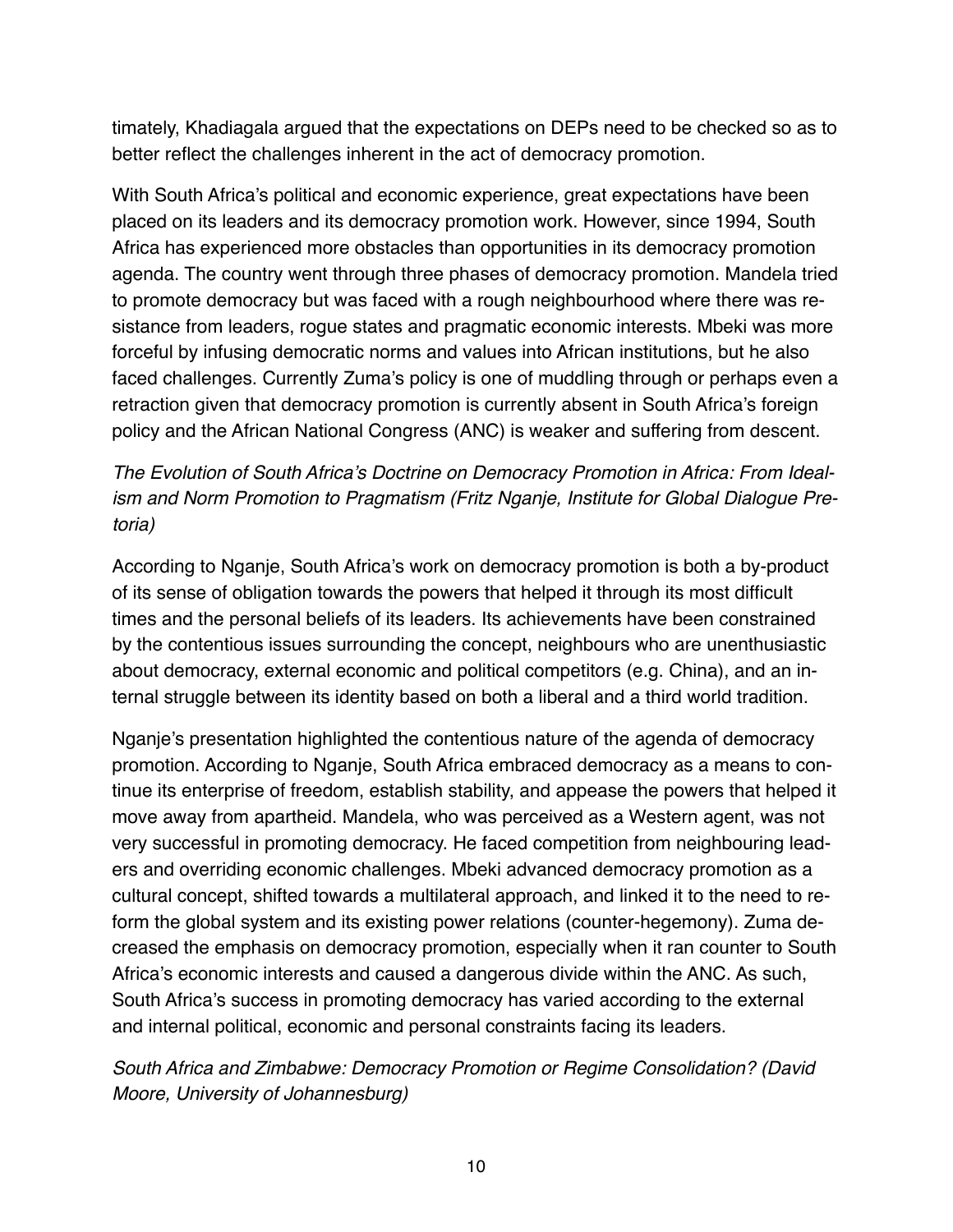timately, Khadiagala argued that the expectations on DEPs need to be checked so as to better reflect the challenges inherent in the act of democracy promotion.

With South Africa's political and economic experience, great expectations have been placed on its leaders and its democracy promotion work. However, since 1994, South Africa has experienced more obstacles than opportunities in its democracy promotion agenda. The country went through three phases of democracy promotion. Mandela tried to promote democracy but was faced with a rough neighbourhood where there was resistance from leaders, rogue states and pragmatic economic interests. Mbeki was more forceful by infusing democratic norms and values into African institutions, but he also faced challenges. Currently Zuma's policy is one of muddling through or perhaps even a retraction given that democracy promotion is currently absent in South Africa's foreign policy and the African National Congress (ANC) is weaker and suffering from descent.

*The Evolution of South Africa's Doctrine on Democracy Promotion in Africa: From Idealism and Norm Promotion to Pragmatism (Fritz Nganje, Institute for Global Dialogue Pretoria)*

According to Nganje, South Africa's work on democracy promotion is both a by-product of its sense of obligation towards the powers that helped it through its most difficult times and the personal beliefs of its leaders. Its achievements have been constrained by the contentious issues surrounding the concept, neighbours who are unenthusiastic about democracy, external economic and political competitors (e.g. China), and an internal struggle between its identity based on both a liberal and a third world tradition.

Nganje's presentation highlighted the contentious nature of the agenda of democracy promotion. According to Nganje, South Africa embraced democracy as a means to continue its enterprise of freedom, establish stability, and appease the powers that helped it move away from apartheid. Mandela, who was perceived as a Western agent, was not very successful in promoting democracy. He faced competition from neighbouring leaders and overriding economic challenges. Mbeki advanced democracy promotion as a cultural concept, shifted towards a multilateral approach, and linked it to the need to reform the global system and its existing power relations (counter-hegemony). Zuma decreased the emphasis on democracy promotion, especially when it ran counter to South Africa's economic interests and caused a dangerous divide within the ANC. As such, South Africa's success in promoting democracy has varied according to the external and internal political, economic and personal constraints facing its leaders.

*South Africa and Zimbabwe: Democracy Promotion or Regime Consolidation? (David Moore, University of Johannesburg)*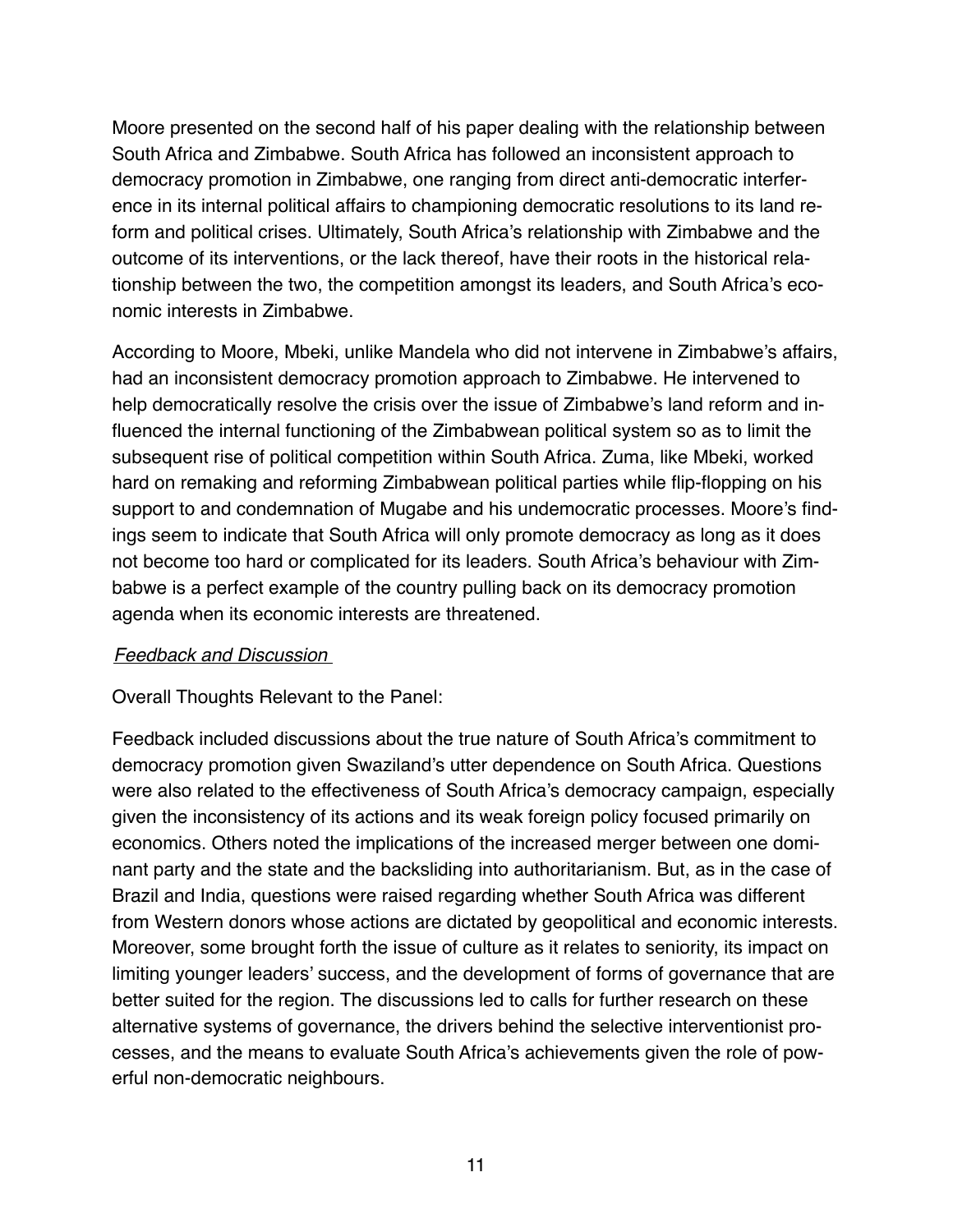Moore presented on the second half of his paper dealing with the relationship between South Africa and Zimbabwe. South Africa has followed an inconsistent approach to democracy promotion in Zimbabwe, one ranging from direct anti-democratic interference in its internal political affairs to championing democratic resolutions to its land reform and political crises. Ultimately, South Africa's relationship with Zimbabwe and the outcome of its interventions, or the lack thereof, have their roots in the historical relationship between the two, the competition amongst its leaders, and South Africa's economic interests in Zimbabwe.

According to Moore, Mbeki, unlike Mandela who did not intervene in Zimbabwe's affairs, had an inconsistent democracy promotion approach to Zimbabwe. He intervened to help democratically resolve the crisis over the issue of Zimbabwe's land reform and influenced the internal functioning of the Zimbabwean political system so as to limit the subsequent rise of political competition within South Africa. Zuma, like Mbeki, worked hard on remaking and reforming Zimbabwean political parties while flip-flopping on his support to and condemnation of Mugabe and his undemocratic processes. Moore's findings seem to indicate that South Africa will only promote democracy as long as it does not become too hard or complicated for its leaders. South Africa's behaviour with Zimbabwe is a perfect example of the country pulling back on its democracy promotion agenda when its economic interests are threatened.

*Feedback and Discussion*

Overall Thoughts Relevant to the Panel:

Feedback included discussions about the true nature of South Africa's commitment to democracy promotion given Swaziland's utter dependence on South Africa. Questions were also related to the effectiveness of South Africa's democracy campaign, especially given the inconsistency of its actions and its weak foreign policy focused primarily on economics. Others noted the implications of the increased merger between one dominant party and the state and the backsliding into authoritarianism. But, as in the case of Brazil and India, questions were raised regarding whether South Africa was different from Western donors whose actions are dictated by geopolitical and economic interests. Moreover, some brought forth the issue of culture as it relates to seniority, its impact on limiting younger leaders' success, and the development of forms of governance that are better suited for the region. The discussions led to calls for further research on these alternative systems of governance, the drivers behind the selective interventionist processes, and the means to evaluate South Africa's achievements given the role of powerful non-democratic neighbours.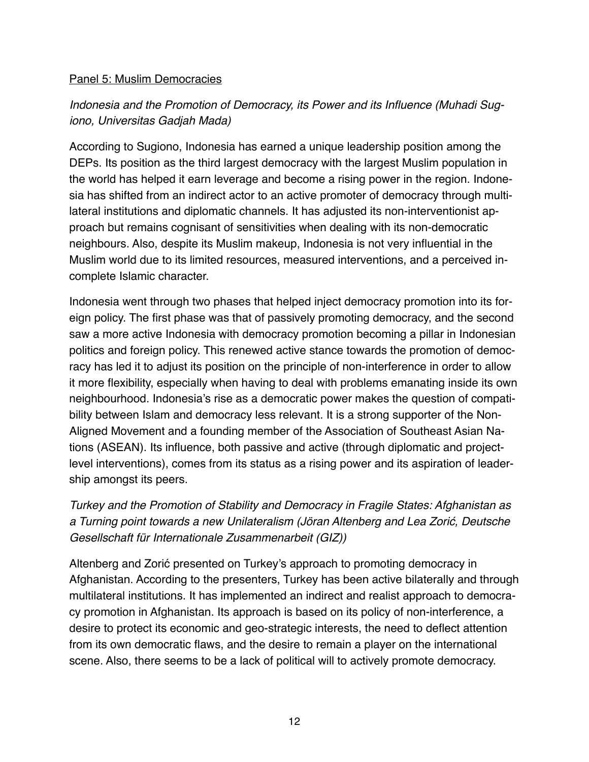Panel 5: Muslim Democracies

*Indonesia and the Promotion of Democracy, its Power and its Influence (Muhadi Sugiono, Universitas Gadjah Mada)*

According to Sugiono, Indonesia has earned a unique leadership position among the DEPs. Its position as the third largest democracy with the largest Muslim population in the world has helped it earn leverage and become a rising power in the region. Indonesia has shifted from an indirect actor to an active promoter of democracy through multilateral institutions and diplomatic channels. It has adjusted its non-interventionist approach but remains cognisant of sensitivities when dealing with its non-democratic neighbours. Also, despite its Muslim makeup, Indonesia is not very influential in the Muslim world due to its limited resources, measured interventions, and a perceived incomplete Islamic character.

Indonesia went through two phases that helped inject democracy promotion into its foreign policy. The first phase was that of passively promoting democracy, and the second saw a more active Indonesia with democracy promotion becoming a pillar in Indonesian politics and foreign policy. This renewed active stance towards the promotion of democracy has led it to adjust its position on the principle of non-interference in order to allow it more flexibility, especially when having to deal with problems emanating inside its own neighbourhood. Indonesia's rise as a democratic power makes the question of compatibility between Islam and democracy less relevant. It is a strong supporter of the Non-Aligned Movement and a founding member of the Association of Southeast Asian Nations (ASEAN). Its influence, both passive and active (through diplomatic and project-level interventions), comes from its status as a rising power and its aspiration of leadership amongst its peers.

*Turkey and the Promotion of Stability and Democracy in Fragile States: Afghanistan as a Turning point towards a new Unilateralism (Jöran Altenberg and Lea Zorić, Deutsche Gesellschaft für Internationale Zusammenarbeit (GIZ))*

Altenberg and Zorić presented on Turkey's approach to promoting democracy in Afghanistan. According to the presenters, Turkey has been active bilaterally and through multilateral institutions. It has implemented an indirect and realist approach to democracy promotion in Afghanistan. Its approach is based on its policy of non-interference, a desire to protect its economic and geo-strategic interests, the need to deflect attention from its own democratic flaws, and the desire to remain a player on the international scene. Also, there seems to be a lack of political will to actively promote democracy.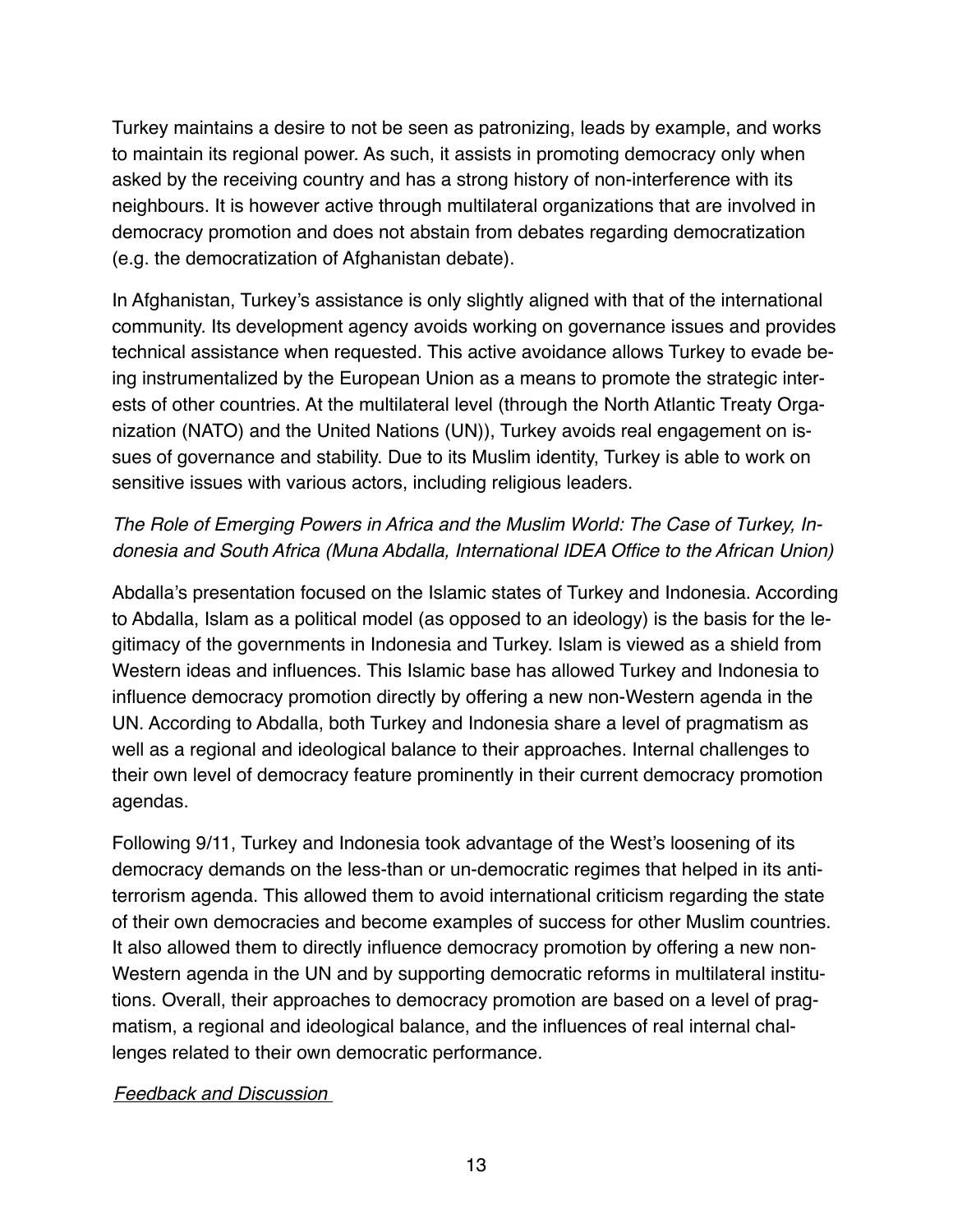Turkey maintains a desire to not be seen as patronizing, leads by example, and works to maintain its regional power. As such, it assists in promoting democracy only when asked by the receiving country and has a strong history of non-interference with its neighbours. It is however active through multilateral organizations that are involved in democracy promotion and does not abstain from debates regarding democratization (e.g. the democratization of Afghanistan debate).

In Afghanistan, Turkey's assistance is only slightly aligned with that of the international community. Its development agency avoids working on governance issues and provides technical assistance when requested. This active avoidance allows Turkey to evade being instrumentalized by the European Union as a means to promote the strategic interests of other countries. At the multilateral level (through the North Atlantic Treaty Organization (NATO) and the United Nations (UN)), Turkey avoids real engagement on issues of governance and stability. Due to its Muslim identity, Turkey is able to work on sensitive issues with various actors, including religious leaders.

*The Role of Emerging Powers in Africa and the Muslim World: The Case of Turkey, Indonesia and South Africa (Muna Abdalla, International IDEA Office to the African Union)*

Abdalla's presentation focused on the Islamic states of Turkey and Indonesia. According to Abdalla, Islam as a political model (as opposed to an ideology) is the basis for the legitimacy of the governments in Indonesia and Turkey. Islam is viewed as a shield from Western ideas and influences. This Islamic base has allowed Turkey and Indonesia to influence democracy promotion directly by offering a new non-Western agenda in the UN. According to Abdalla, both Turkey and Indonesia share a level of pragmatism as well as a regional and ideological balance to their approaches. Internal challenges to their own level of democracy feature prominently in their current democracy promotion agendas.

Following 9/11, Turkey and Indonesia took advantage of the West's loosening of its democracy demands on the less-than or un-democratic regimes that helped in its anti-terrorism agenda. This allowed them to avoid international criticism regarding the state of their own democracies and become examples of success for other Muslim countries. It also allowed them to directly influence democracy promotion by offering a new non-Western agenda in the UN and by supporting democratic reforms in multilateral institutions. Overall, their approaches to democracy promotion are based on a level of pragmatism, a regional and ideological balance, and the influences of real internal challenges related to their own democratic performance.

*Feedback and Discussion*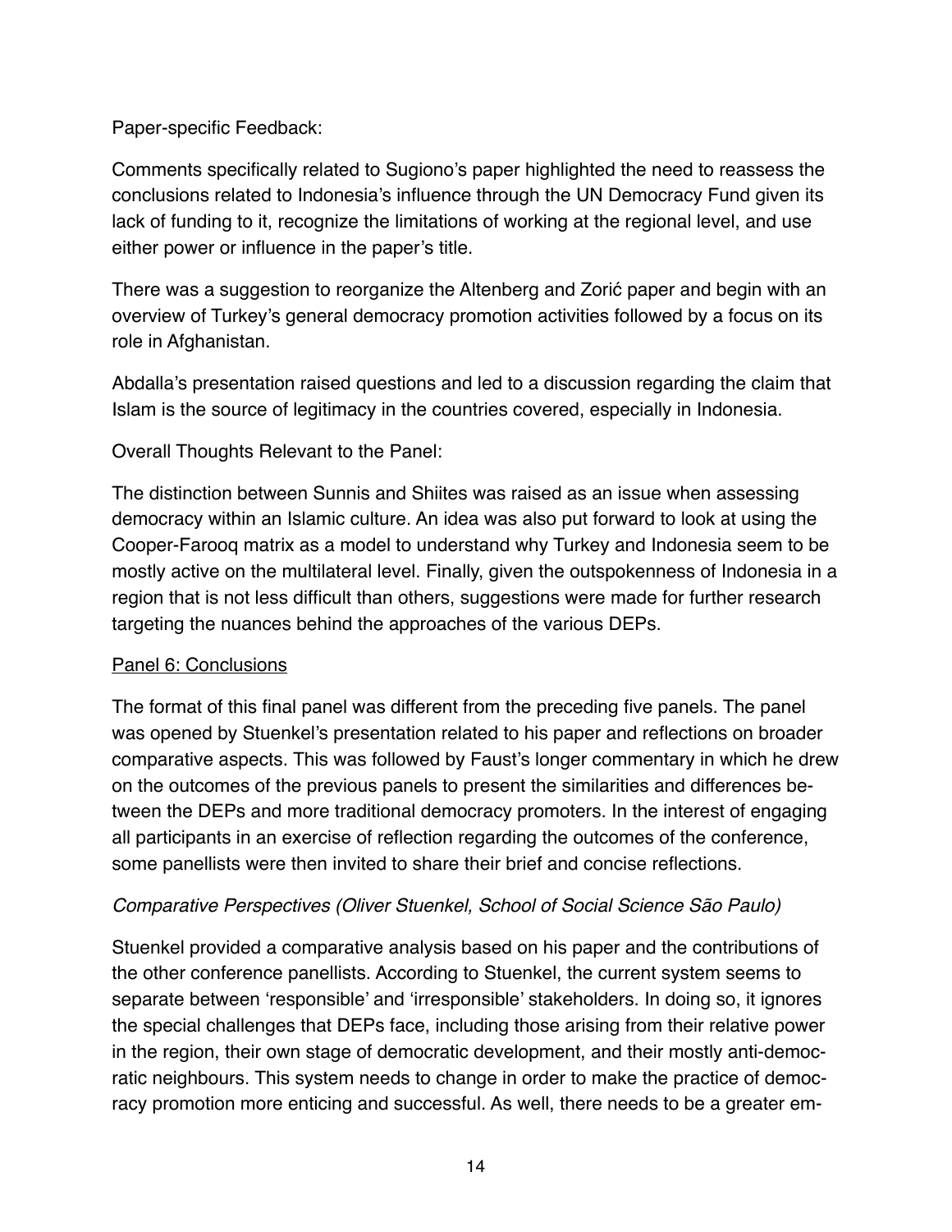Paper-specific Feedback:

Comments specifically related to Sugiono's paper highlighted the need to reassess the conclusions related to Indonesia's influence through the UN Democracy Fund given its lack of funding to it, recognize the limitations of working at the regional level, and use either power or influence in the paper's title.

There was a suggestion to reorganize the Altenberg and Zorić paper and begin with an overview of Turkey's general democracy promotion activities followed by a focus on its role in Afghanistan.

Abdalla's presentation raised questions and led to a discussion regarding the claim that Islam is the source of legitimacy in the countries covered, especially in Indonesia.

Overall Thoughts Relevant to the Panel:

The distinction between Sunnis and Shiites was raised as an issue when assessing democracy within an Islamic culture. An idea was also put forward to look at using the Cooper-Farooq matrix as a model to understand why Turkey and Indonesia seem to be mostly active on the multilateral level. Finally, given the outspokenness of Indonesia in a region that is not less difficult than others, suggestions were made for further research targeting the nuances behind the approaches of the various DEPs.

## Panel 6: Conclusions

The format of this final panel was different from the preceding five panels. The panel was opened by Stuenkel's presentation related to his paper and reflections on broader comparative aspects. This was followed by Faust's longer commentary in which he drew on the outcomes of the previous panels to present the similarities and differences between the DEPs and more traditional democracy promoters. In the interest of engaging all participants in an exercise of reflection regarding the outcomes of the conference, some panellists were then invited to share their brief and concise reflections.

*Comparative Perspectives (Oliver Stuenkel, School of Social Science São Paulo)*

Stuenkel provided a comparative analysis based on his paper and the contributions of the other conference panellists. According to Stuenkel, the current system seems to separate between 'responsible' and 'irresponsible' stakeholders. In doing so, it ignores the special challenges that DEPs face, including those arising from their relative power in the region, their own stage of democratic development, and their mostly anti-democratic neighbours. This system needs to change in order to make the practice of democracy promotion more enticing and successful. As well, there needs to be a greater em-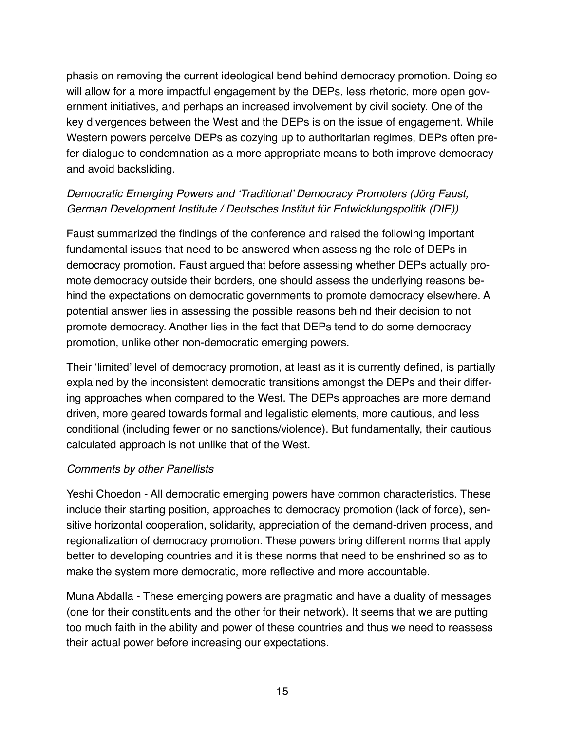phasis on removing the current ideological bend behind democracy promotion. Doing so will allow for a more impactful engagement by the DEPs, less rhetoric, more open government initiatives, and perhaps an increased involvement by civil society. One of the key divergences between the West and the DEPs is on the issue of engagement. While Western powers perceive DEPs as cozying up to authoritarian regimes, DEPs often prefer dialogue to condemnation as a more appropriate means to both improve democracy and avoid backsliding.

*Democratic Emerging Powers and 'Traditional' Democracy Promoters (Jörg Faust, German Development Institute / Deutsches Institut für Entwicklungspolitik (DIE))*

Faust summarized the findings of the conference and raised the following important fundamental issues that need to be answered when assessing the role of DEPs in democracy promotion. Faust argued that before assessing whether DEPs actually promote democracy outside their borders, one should assess the underlying reasons behind the expectations on democratic governments to promote democracy elsewhere. A potential answer lies in assessing the possible reasons behind their decision to not promote democracy. Another lies in the fact that DEPs tend to do some democracy promotion, unlike other non-democratic emerging powers.

Their 'limited' level of democracy promotion, at least as it is currently defined, is partially explained by the inconsistent democratic transitions amongst the DEPs and their differing approaches when compared to the West. The DEPs approaches are more demand driven, more geared towards formal and legalistic elements, more cautious, and less conditional (including fewer or no sanctions/violence). But fundamentally, their cautious calculated approach is not unlike that of the West.

*Comments by other Panellists*

Yeshi Choedon - All democratic emerging powers have common characteristics. These include their starting position, approaches to democracy promotion (lack of force), sensitive horizontal cooperation, solidarity, appreciation of the demand-driven process, and regionalization of democracy promotion. These powers bring different norms that apply better to developing countries and it is these norms that need to be enshrined so as to make the system more democratic, more reflective and more accountable.

Muna Abdalla - These emerging powers are pragmatic and have a duality of messages (one for their constituents and the other for their network). It seems that we are putting too much faith in the ability and power of these countries and thus we need to reassess their actual power before increasing our expectations.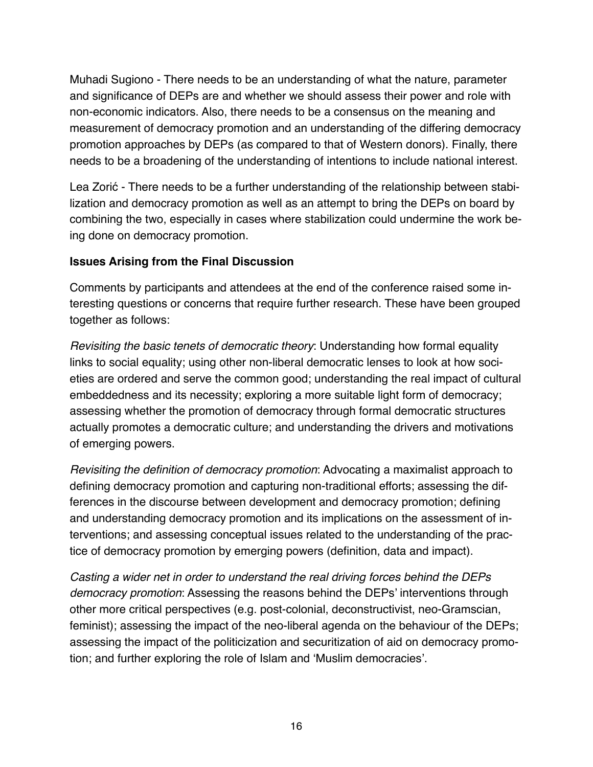Muhadi Sugiono - There needs to be an understanding of what the nature, parameter and significance of DEPs are and whether we should assess their power and role with non-economic indicators. Also, there needs to be a consensus on the meaning and measurement of democracy promotion and an understanding of the differing democracy promotion approaches by DEPs (as compared to that of Western donors). Finally, there needs to be a broadening of the understanding of intentions to include national interest.

Lea Zorić - There needs to be a further understanding of the relationship between stabilization and democracy promotion as well as an attempt to bring the DEPs on board by combining the two, especially in cases where stabilization could undermine the work being done on democracy promotion.

### Issues Arising from the Final Discussion

Comments by participants and attendees at the end of the conference raised some interesting questions or concerns that require further research. These have been grouped together as follows:

*Revisiting the basic tenets of democratic theory*: Understanding how formal equality links to social equality; using other non-liberal democratic lenses to look at how societies are ordered and serve the common good; understanding the real impact of cultural embeddedness and its necessity; exploring a more suitable light form of democracy; assessing whether the promotion of democracy through formal democratic structures actually promotes a democratic culture; and understanding the drivers and motivations of emerging powers.

*Revisiting the definition of democracy promotion*: Advocating a maximalist approach to defining democracy promotion and capturing non-traditional efforts; assessing the differences in the discourse between development and democracy promotion; defining and understanding democracy promotion and its implications on the assessment of interventions; and assessing conceptual issues related to the understanding of the practice of democracy promotion by emerging powers (definition, data and impact).

*Casting a wider net in order to understand the real driving forces behind the DEPs democracy promotion*: Assessing the reasons behind the DEPs' interventions through other more critical perspectives (e.g. post-colonial, deconstructivist, neo-Gramscian, feminist); assessing the impact of the neo-liberal agenda on the behaviour of the DEPs; assessing the impact of the politicization and securitization of aid on democracy promotion; and further exploring the role of Islam and 'Muslim democracies'.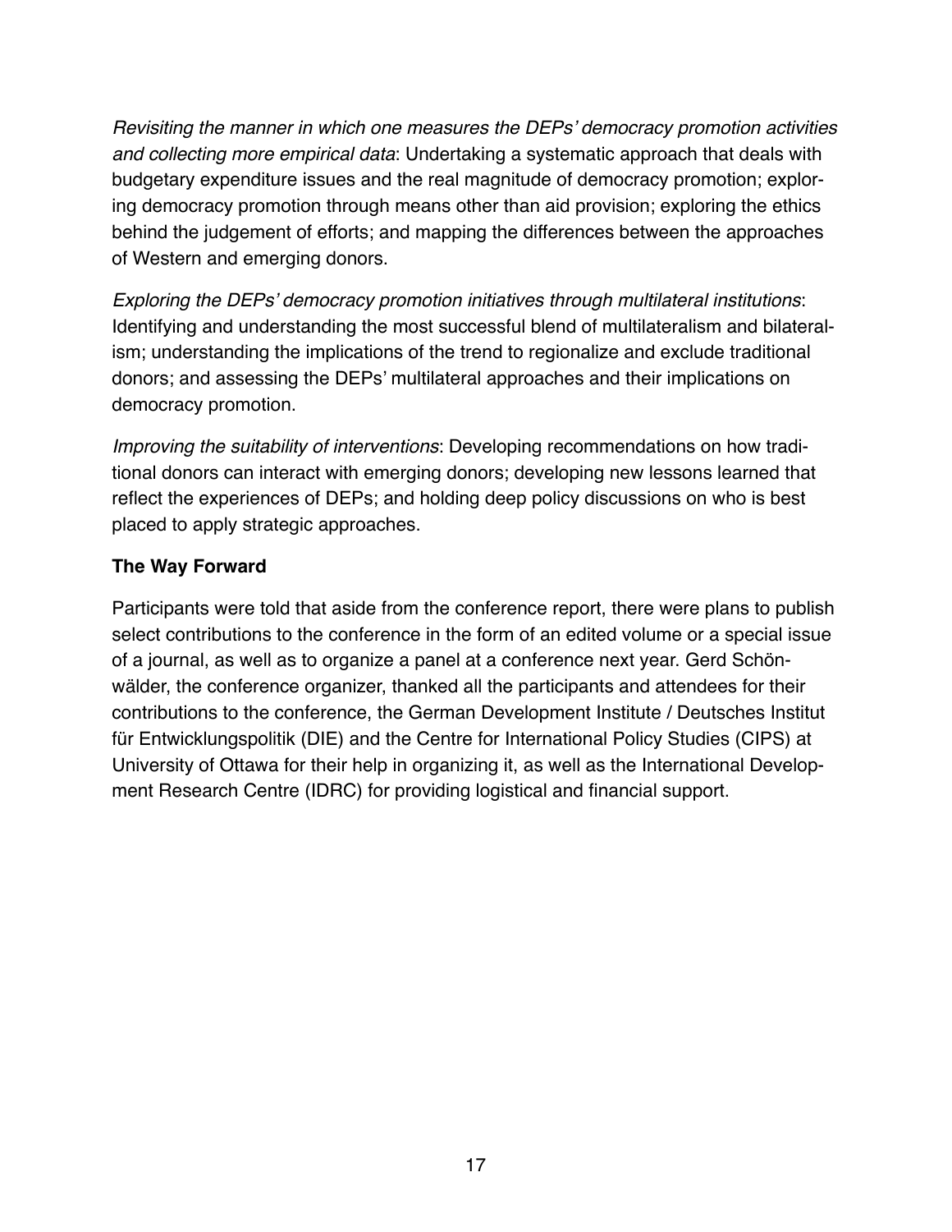*Revisiting the manner in which one measures the DEPs' democracy promotion activities and collecting more empirical data*: Undertaking a systematic approach that deals with budgetary expenditure issues and the real magnitude of democracy promotion; exploring democracy promotion through means other than aid provision; exploring the ethics behind the judgement of efforts; and mapping the differences between the approaches of Western and emerging donors.

*Exploring the DEPs' democracy promotion initiatives through multilateral institutions*: Identifying and understanding the most successful blend of multilateralism and bilateralism; understanding the implications of the trend to regionalize and exclude traditional donors; and assessing the DEPs' multilateral approaches and their implications on democracy promotion.

*Improving the suitability of interventions*: Developing recommendations on how traditional donors can interact with emerging donors; developing new lessons learned that reflect the experiences of DEPs; and holding deep policy discussions on who is best placed to apply strategic approaches.

**The Way Forward**

Participants were told that aside from the conference report, there were plans to publish select contributions to the conference in the form of an edited volume or a special issue of a journal, as well as to organize a panel at a conference next year. Gerd Schönwälder, the conference organizer, thanked all the participants and attendees for their contributions to the conference, the German Development Institute / Deutsches Institut für Entwicklungspolitik (DIE) and the Centre for International Policy Studies (CIPS) at University of Ottawa for their help in organizing it, as well as the International Development Research Centre (IDRC) for providing logistical and financial support.